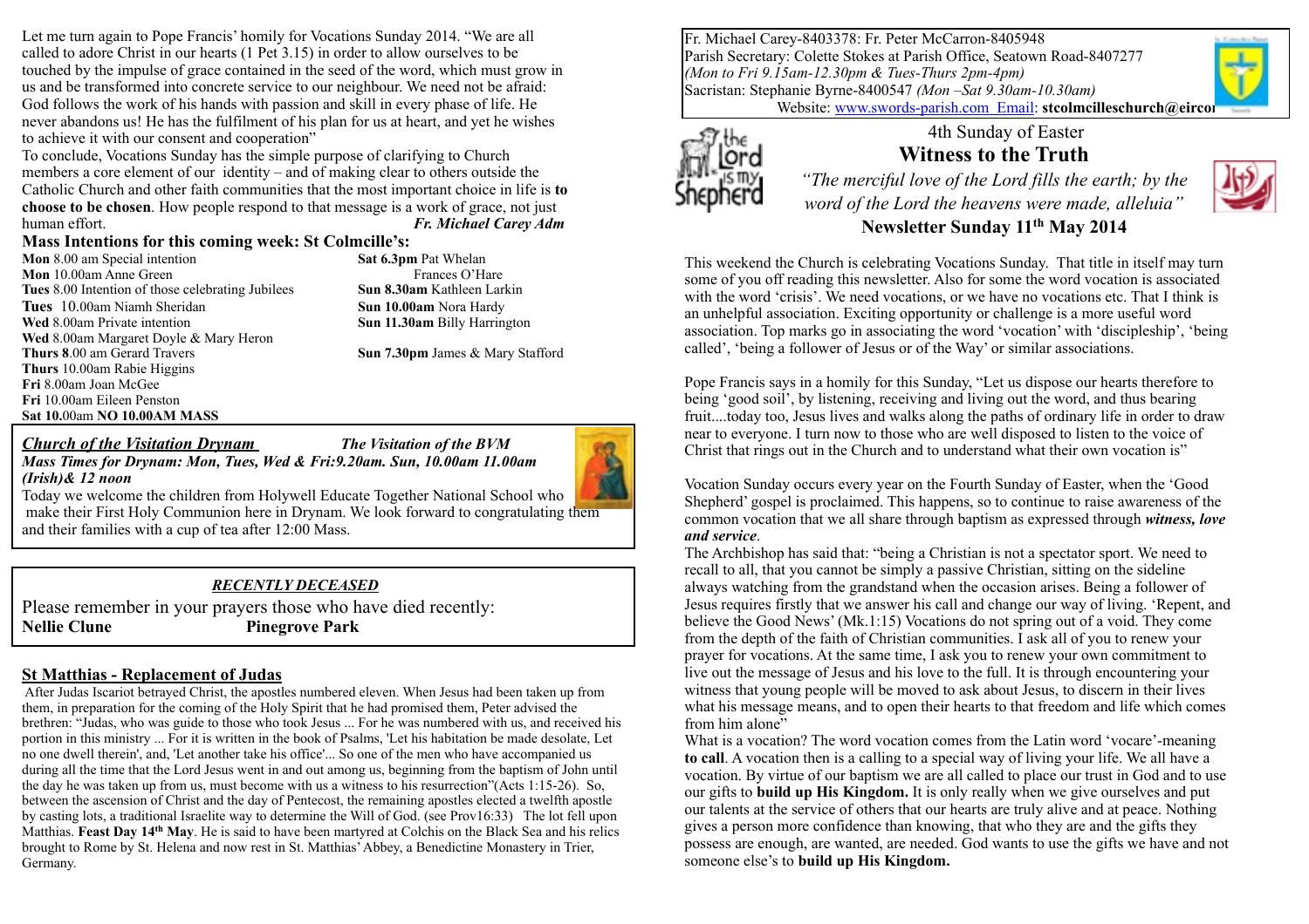Fr. Michael Carey-8403378: Fr. Peter McCarron-8405948
Parish Secretary: Colette Stokes at Parish Office, Seatown Road-8407277
*(Mon to Fri 9.15am-12.30pm & Tues-Thurs 2pm-4pm)*
Sacristan: Stephanie Byrne-8400547 *(Mon –Sat 9.30am-10.30am)*
Website: www.swords-parish.com Email: **stcolmcilleschurch@eircom**

4th Sunday of Easter

# Witness to the Truth

*"The merciful love of the Lord fills the earth; by the word of the Lord the heavens were made, alleluia"*

**Newsletter Sunday 11th May 2014**

This weekend the Church is celebrating Vocations Sunday. That title in itself may turn some of you off reading this newsletter. Also for some the word vocation is associated with the word 'crisis'. We need vocations, or we have no vocations etc. That I think is an unhelpful association. Exciting opportunity or challenge is a more useful word association. Top marks go in associating the word 'vocation' with 'discipleship', 'being called', 'being a follower of Jesus or of the Way' or similar associations.

Pope Francis says in a homily for this Sunday, "Let us dispose our hearts therefore to being 'good soil', by listening, receiving and living out the word, and thus bearing fruit....today too, Jesus lives and walks along the paths of ordinary life in order to draw near to everyone. I turn now to those who are well disposed to listen to the voice of Christ that rings out in the Church and to understand what their own vocation is"

Vocation Sunday occurs every year on the Fourth Sunday of Easter, when the 'Good Shepherd' gospel is proclaimed. This happens, so to continue to raise awareness of the common vocation that we all share through baptism as expressed through ***witness, love and service***.

The Archbishop has said that: "being a Christian is not a spectator sport. We need to recall to all, that you cannot be simply a passive Christian, sitting on the sideline always watching from the grandstand when the occasion arises. Being a follower of Jesus requires firstly that we answer his call and change our way of living. 'Repent, and believe the Good News' (Mk.1:15) Vocations do not spring out of a void. They come from the depth of the faith of Christian communities. I ask all of you to renew your prayer for vocations. At the same time, I ask you to renew your own commitment to live out the message of Jesus and his love to the full. It is through encountering your witness that young people will be moved to ask about Jesus, to discern in their lives what his message means, and to open their hearts to that freedom and life which comes from him alone"

What is a vocation? The word vocation comes from the Latin word 'vocare'-meaning **to call**. A vocation then is a calling to a special way of living your life. We all have a vocation. By virtue of our baptism we are all called to place our trust in God and to use our gifts to **build up His Kingdom.** It is only really when we give ourselves and put our talents at the service of others that our hearts are truly alive and at peace. Nothing gives a person more confidence than knowing, that who they are and the gifts they possess are enough, are wanted, are needed. God wants to use the gifts we have and not someone else's to **build up His Kingdom.**

Let me turn again to Pope Francis' homily for Vocations Sunday 2014. "We are all called to adore Christ in our hearts (1 Pet 3.15) in order to allow ourselves to be touched by the impulse of grace contained in the seed of the word, which must grow in us and be transformed into concrete service to our neighbour. We need not be afraid: God follows the work of his hands with passion and skill in every phase of life. He never abandons us! He has the fulfilment of his plan for us at heart, and yet he wishes to achieve it with our consent and cooperation"

To conclude, Vocations Sunday has the simple purpose of clarifying to Church members a core element of our identity – and of making clear to others outside the Catholic Church and other faith communities that the most important choice in life is **to choose to be chosen**. How people respond to that message is a work of grace, not just human effort.

***Fr. Michael Carey Adm***

## Mass Intentions for this coming week: St Colmcille's:

**Mon** 8.00 am Special intention
**Mon** 10.00am Anne Green
**Tues** 8.00 Intention of those celebrating Jubilees
**Tues** 10.00am Niamh Sheridan
**Wed** 8.00am Private intention
**Wed** 8.00am Margaret Doyle & Mary Heron
**Thurs 8**.00 am Gerard Travers
**Thurs** 10.00am Rabie Higgins
**Fri** 8.00am Joan McGee
**Fri** 10.00am Eileen Penston
**Sat 10.**00am **NO 10.00AM MASS**
**Sat 6.3pm** Pat Whelan
Frances O'Hare
**Sun 8.30am** Kathleen Larkin
**Sun 10.00am** Nora Hardy
**Sun 11.30am** Billy Harrington
**Sun 7.30pm** James & Mary Stafford

***Church of the Visitation Drynam*** ***The Visitation of the BVM***
***Mass Times for Drynam: Mon, Tues, Wed & Fri:9.20am. Sun, 10.00am 11.00am (Irish)& 12 noon***

Today we welcome the children from Holywell Educate Together National School who make their First Holy Communion here in Drynam. We look forward to congratulating them and their families with a cup of tea after 12:00 Mass.

***RECENTLY DECEASED***

Please remember in your prayers those who have died recently:
**Nellie Clune** **Pinegrove Park**

## St Matthias - Replacement of Judas

After Judas Iscariot betrayed Christ, the apostles numbered eleven. When Jesus had been taken up from them, in preparation for the coming of the Holy Spirit that he had promised them, Peter advised the brethren: "Judas, who was guide to those who took Jesus ... For he was numbered with us, and received his portion in this ministry ... For it is written in the book of Psalms, 'Let his habitation be made desolate, Let no one dwell therein', and, 'Let another take his office'... So one of the men who have accompanied us during all the time that the Lord Jesus went in and out among us, beginning from the baptism of John until the day he was taken up from us, must become with us a witness to his resurrection"(Acts 1:15-26). So, between the ascension of Christ and the day of Pentecost, the remaining apostles elected a twelfth apostle by casting lots, a traditional Israelite way to determine the Will of God. (see Prov16:33) The lot fell upon Matthias. **Feast Day 14th May**. He is said to have been martyred at Colchis on the Black Sea and his relics brought to Rome by St. Helena and now rest in St. Matthias' Abbey, a Benedictine Monastery in Trier, Germany.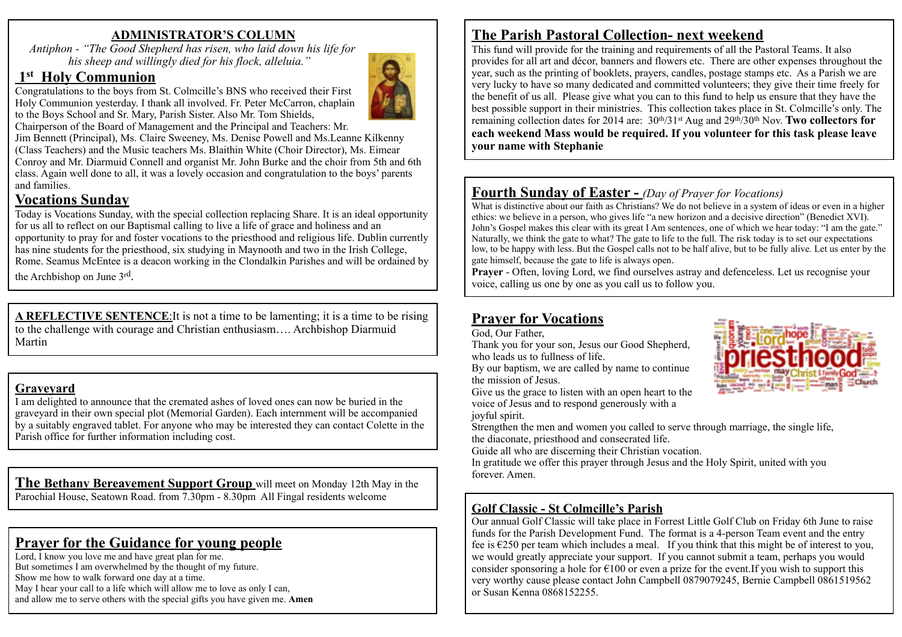## ADMINISTRATOR'S COLUMN

*Antiphon - "The Good Shepherd has risen, who laid down his life for his sheep and willingly died for his flock, alleluia."*

## 1st Holy Communion

Congratulations to the boys from St. Colmcille's BNS who received their First Holy Communion yesterday. I thank all involved. Fr. Peter McCarron, chaplain to the Boys School and Sr. Mary, Parish Sister. Also Mr. Tom Shields, Chairperson of the Board of Management and the Principal and Teachers: Mr. Jim Bennett (Principal), Ms. Claire Sweeney, Ms. Denise Powell and Ms.Leanne Kilkenny (Class Teachers) and the Music teachers Ms. Blaithin White (Choir Director), Ms. Eimear Conroy and Mr. Diarmuid Connell and organist Mr. John Burke and the choir from 5th and 6th class. Again well done to all, it was a lovely occasion and congratulation to the boys' parents and families.

## Vocations Sunday

Today is Vocations Sunday, with the special collection replacing Share. It is an ideal opportunity for us all to reflect on our Baptismal calling to live a life of grace and holiness and an opportunity to pray for and foster vocations to the priesthood and religious life. Dublin currently has nine students for the priesthood, six studying in Maynooth and two in the Irish College, Rome. Seamus McEntee is a deacon working in the Clondalkin Parishes and will be ordained by the Archbishop on June 3rd.

**A REFLECTIVE SENTENCE**:It is not a time to be lamenting; it is a time to be rising to the challenge with courage and Christian enthusiasm…. Archbishop Diarmuid Martin

## Graveyard

I am delighted to announce that the cremated ashes of loved ones can now be buried in the graveyard in their own special plot (Memorial Garden). Each internment will be accompanied by a suitably engraved tablet. For anyone who may be interested they can contact Colette in the Parish office for further information including cost.

**The Bethany Bereavement Support Group** will meet on Monday 12th May in the Parochial House, Seatown Road. from 7.30pm - 8.30pm All Fingal residents welcome

## Prayer for the Guidance for young people

Lord, I know you love me and have great plan for me.
But sometimes I am overwhelmed by the thought of my future.
Show me how to walk forward one day at a time.
May I hear your call to a life which will allow me to love as only I can,
and allow me to serve others with the special gifts you have given me. **Amen**

## The Parish Pastoral Collection- next weekend

This fund will provide for the training and requirements of all the Pastoral Teams. It also provides for all art and décor, banners and flowers etc. There are other expenses throughout the year, such as the printing of booklets, prayers, candles, postage stamps etc. As a Parish we are very lucky to have so many dedicated and committed volunteers; they give their time freely for the benefit of us all. Please give what you can to this fund to help us ensure that they have the best possible support in their ministries. This collection takes place in St. Colmcille's only. The remaining collection dates for 2014 are: 30th/31st Aug and 29th/30th Nov. **Two collectors for each weekend Mass would be required. If you volunteer for this task please leave your name with Stephanie**

## Fourth Sunday of Easter - *(Day of Prayer for Vocations)*

What is distinctive about our faith as Christians? We do not believe in a system of ideas or even in a higher ethics: we believe in a person, who gives life "a new horizon and a decisive direction" (Benedict XVI). John's Gospel makes this clear with its great I Am sentences, one of which we hear today: "I am the gate." Naturally, we think the gate to what? The gate to life to the full. The risk today is to set our expectations low, to be happy with less. But the Gospel calls not to be half alive, but to be fully alive. Let us enter by the gate himself, because the gate to life is always open.

**Prayer** - Often, loving Lord, we find ourselves astray and defenceless. Let us recognise your voice, calling us one by one as you call us to follow you.

## Prayer for Vocations

God, Our Father,
Thank you for your son, Jesus our Good Shepherd, who leads us to fullness of life.
By our baptism, we are called by name to continue the mission of Jesus.
Give us the grace to listen with an open heart to the voice of Jesus and to respond generously with a joyful spirit.
Strengthen the men and women you called to serve through marriage, the single life, the diaconate, priesthood and consecrated life.
Guide all who are discerning their Christian vocation.
In gratitude we offer this prayer through Jesus and the Holy Spirit, united with you forever. Amen.

## Golf Classic - St Colmcille's Parish

Our annual Golf Classic will take place in Forrest Little Golf Club on Friday 6th June to raise funds for the Parish Development Fund. The format is a 4-person Team event and the entry fee is €250 per team which includes a meal. If you think that this might be of interest to you, we would greatly appreciate your support. If you cannot submit a team, perhaps you would consider sponsoring a hole for €100 or even a prize for the event.If you wish to support this very worthy cause please contact John Campbell 0879079245, Bernie Campbell 0861519562 or Susan Kenna 0868152255.